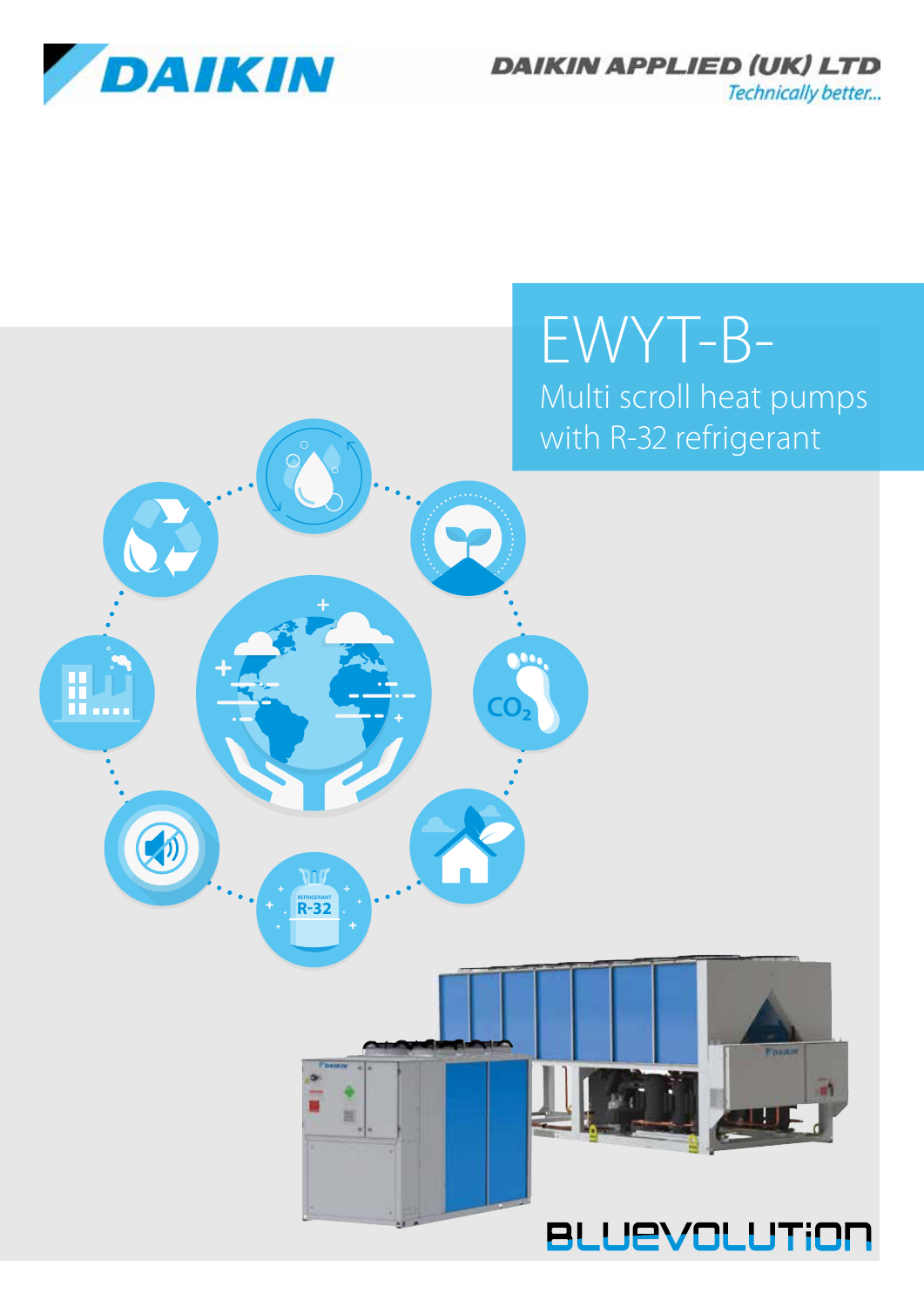DAIKIN

DAIKIN APPLIED (UK) LTD

*Technically better...*

# EWYT-B-

## Multi scroll heat pumps with R-32 refrigerant

BLUEVOLUTION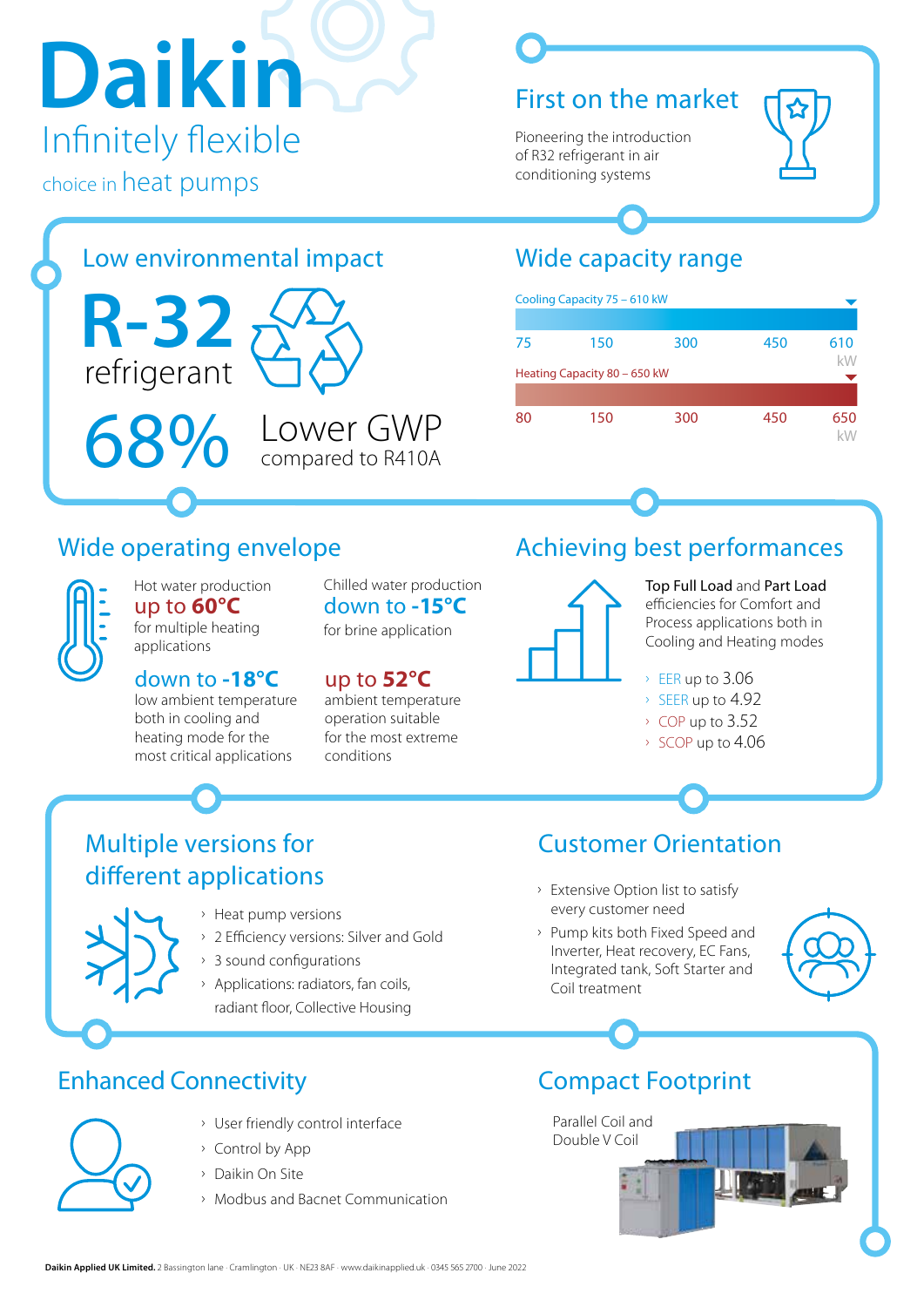# Daikin

Infinitely flexible

choice in heat pumps

## First on the market

Pioneering the introduction of R32 refrigerant in air conditioning systems

## Low environmental impact

**R-32** refrigerant

**68%** Lower GWP compared to R410A

## Wide capacity range

Cooling Capacity 75 – 610 kW

75 150 300 450 610 kW

Heating Capacity 80 – 650 kW

80 150 300 450 650 kW

## Wide operating envelope

Hot water production **up to 60°C** for multiple heating applications

Chilled water production **down to -15°C** for brine application

**down to -18°C** low ambient temperature both in cooling and heating mode for the most critical applications

**up to 52°C** ambient temperature operation suitable for the most extreme conditions

## Achieving best performances

Top Full Load and Part Load efficiencies for Comfort and Process applications both in Cooling and Heating modes

- EER up to 3.06
- SEER up to 4.92
- COP up to 3.52
- SCOP up to 4.06

## Multiple versions for different applications

- Heat pump versions
- 2 Efficiency versions: Silver and Gold
- 3 sound configurations
- Applications: radiators, fan coils, radiant floor, Collective Housing

## Customer Orientation

- Extensive Option list to satisfy every customer need
- Pump kits both Fixed Speed and Inverter, Heat recovery, EC Fans, Integrated tank, Soft Starter and Coil treatment

## Enhanced Connectivity

- User friendly control interface
- Control by App
- Daikin On Site
- Modbus and Bacnet Communication

## Compact Footprint

Parallel Coil and Double V Coil

**Daikin Applied UK Limited.** 2 Bassington lane · Cramlington · UK · NE23 8AF · www.daikinapplied.uk · 0345 565 2700 · June 2022